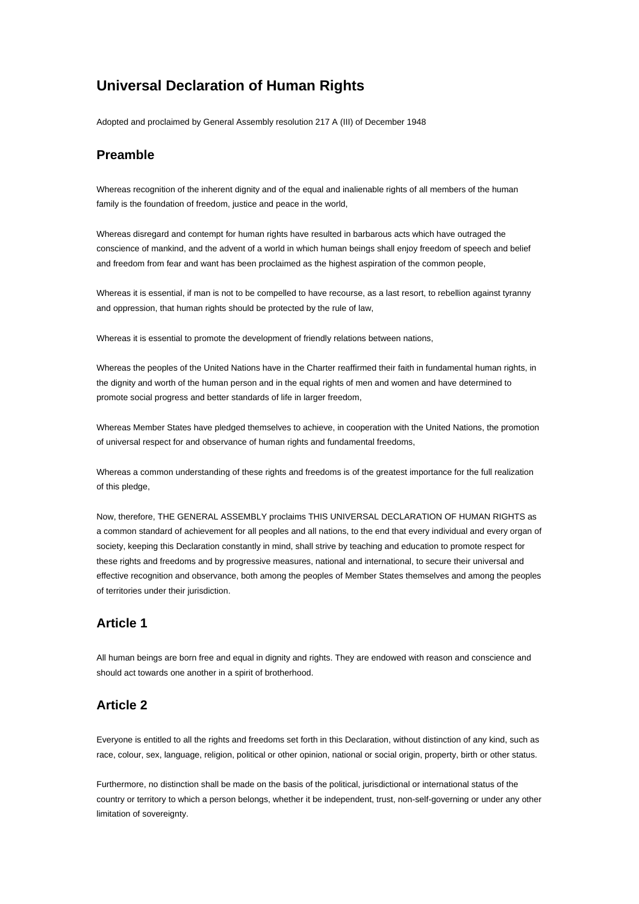# Universal Declaration of Human Rights

Adopted and proclaimed by General Assembly resolution 217 A (III) of December 1948

## Preamble

Whereas recognition of the inherent dignity and of the equal and inalienable rights of all members of the human family is the foundation of freedom, justice and peace in the world,

Whereas disregard and contempt for human rights have resulted in barbarous acts which have outraged the conscience of mankind, and the advent of a world in which human beings shall enjoy freedom of speech and belief and freedom from fear and want has been proclaimed as the highest aspiration of the common people,

Whereas it is essential, if man is not to be compelled to have recourse, as a last resort, to rebellion against tyranny and oppression, that human rights should be protected by the rule of law,

Whereas it is essential to promote the development of friendly relations between nations,

Whereas the peoples of the United Nations have in the Charter reaffirmed their faith in fundamental human rights, in the dignity and worth of the human person and in the equal rights of men and women and have determined to promote social progress and better standards of life in larger freedom,

Whereas Member States have pledged themselves to achieve, in cooperation with the United Nations, the promotion of universal respect for and observance of human rights and fundamental freedoms,

Whereas a common understanding of these rights and freedoms is of the greatest importance for the full realization of this pledge,

Now, therefore, THE GENERAL ASSEMBLY proclaims THIS UNIVERSAL DECLARATION OF HUMAN RIGHTS as a common standard of achievement for all peoples and all nations, to the end that every individual and every organ of society, keeping this Declaration constantly in mind, shall strive by teaching and education to promote respect for these rights and freedoms and by progressive measures, national and international, to secure their universal and effective recognition and observance, both among the peoples of Member States themselves and among the peoples of territories under their jurisdiction.

## Article 1

All human beings are born free and equal in dignity and rights. They are endowed with reason and conscience and should act towards one another in a spirit of brotherhood.

## Article 2

Everyone is entitled to all the rights and freedoms set forth in this Declaration, without distinction of any kind, such as race, colour, sex, language, religion, political or other opinion, national or social origin, property, birth or other status.

Furthermore, no distinction shall be made on the basis of the political, jurisdictional or international status of the country or territory to which a person belongs, whether it be independent, trust, non-self-governing or under any other limitation of sovereignty.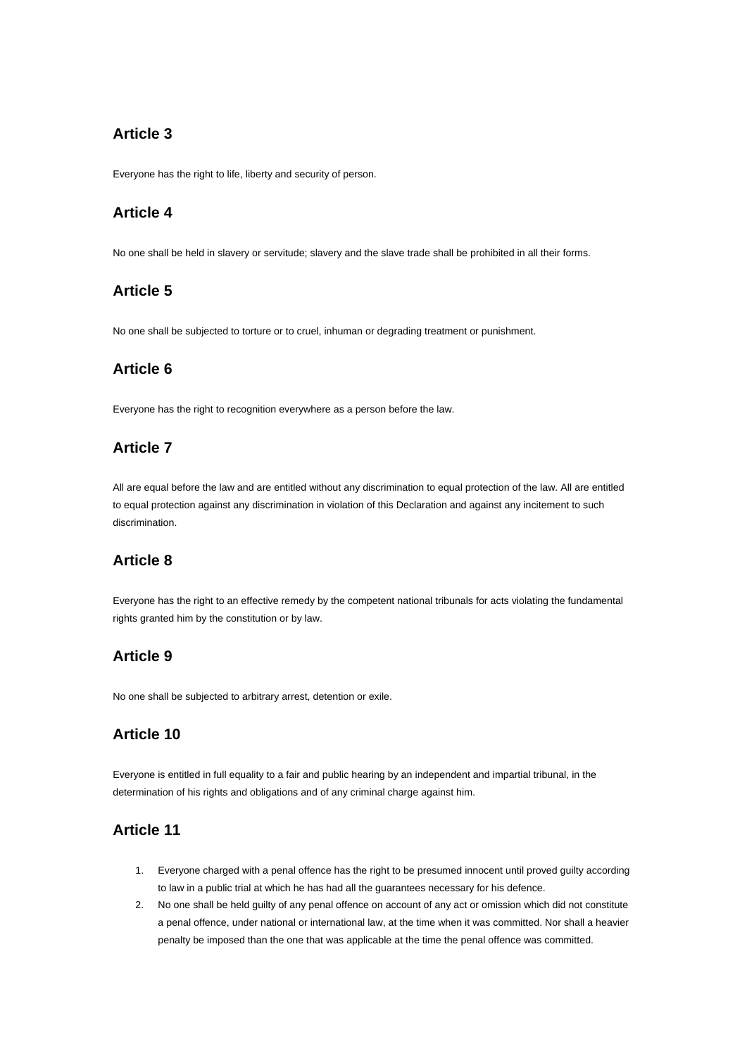## Article 3

Everyone has the right to life, liberty and security of person.

## Article 4

No one shall be held in slavery or servitude; slavery and the slave trade shall be prohibited in all their forms.

## Article 5

No one shall be subjected to torture or to cruel, inhuman or degrading treatment or punishment.

## Article 6

Everyone has the right to recognition everywhere as a person before the law.

## Article 7

All are equal before the law and are entitled without any discrimination to equal protection of the law. All are entitled to equal protection against any discrimination in violation of this Declaration and against any incitement to such discrimination.

## Article 8

Everyone has the right to an effective remedy by the competent national tribunals for acts violating the fundamental rights granted him by the constitution or by law.

## Article 9

No one shall be subjected to arbitrary arrest, detention or exile.

## Article 10

Everyone is entitled in full equality to a fair and public hearing by an independent and impartial tribunal, in the determination of his rights and obligations and of any criminal charge against him.

## Article 11

1. Everyone charged with a penal offence has the right to be presumed innocent until proved guilty according to law in a public trial at which he has had all the guarantees necessary for his defence.
2. No one shall be held guilty of any penal offence on account of any act or omission which did not constitute a penal offence, under national or international law, at the time when it was committed. Nor shall a heavier penalty be imposed than the one that was applicable at the time the penal offence was committed.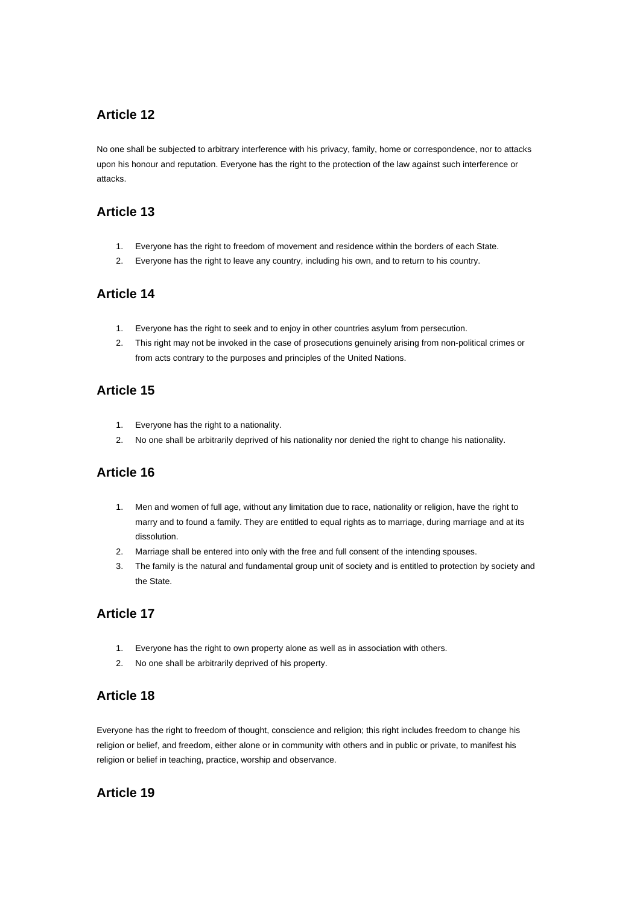## Article 12

No one shall be subjected to arbitrary interference with his privacy, family, home or correspondence, nor to attacks upon his honour and reputation. Everyone has the right to the protection of the law against such interference or attacks.

## Article 13

1. Everyone has the right to freedom of movement and residence within the borders of each State.
2. Everyone has the right to leave any country, including his own, and to return to his country.

## Article 14

1. Everyone has the right to seek and to enjoy in other countries asylum from persecution.
2. This right may not be invoked in the case of prosecutions genuinely arising from non-political crimes or from acts contrary to the purposes and principles of the United Nations.

## Article 15

1. Everyone has the right to a nationality.
2. No one shall be arbitrarily deprived of his nationality nor denied the right to change his nationality.

## Article 16

1. Men and women of full age, without any limitation due to race, nationality or religion, have the right to marry and to found a family. They are entitled to equal rights as to marriage, during marriage and at its dissolution.
2. Marriage shall be entered into only with the free and full consent of the intending spouses.
3. The family is the natural and fundamental group unit of society and is entitled to protection by society and the State.

## Article 17

1. Everyone has the right to own property alone as well as in association with others.
2. No one shall be arbitrarily deprived of his property.

## Article 18

Everyone has the right to freedom of thought, conscience and religion; this right includes freedom to change his religion or belief, and freedom, either alone or in community with others and in public or private, to manifest his religion or belief in teaching, practice, worship and observance.

## Article 19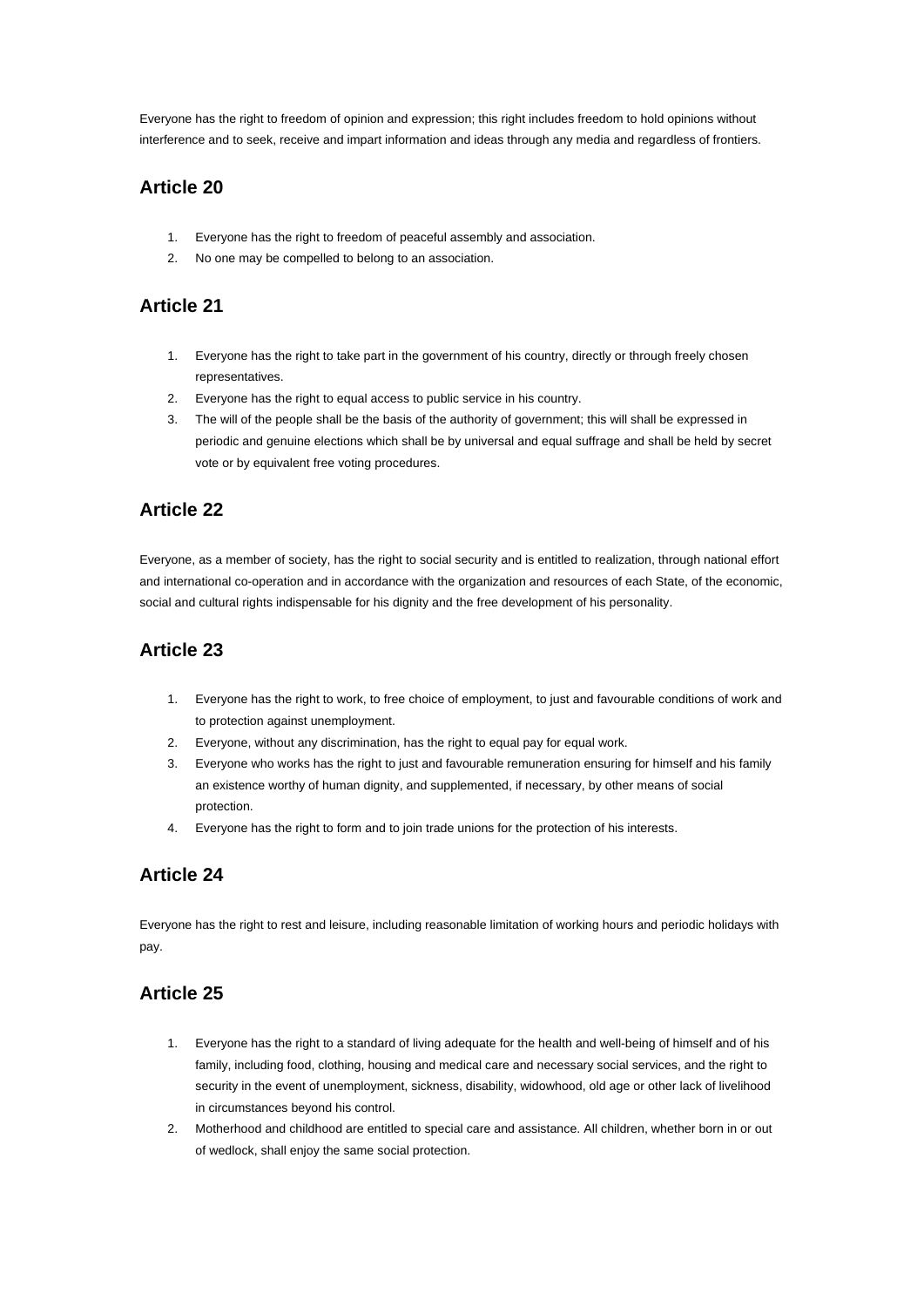Everyone has the right to freedom of opinion and expression; this right includes freedom to hold opinions without interference and to seek, receive and impart information and ideas through any media and regardless of frontiers.

## Article 20

1. Everyone has the right to freedom of peaceful assembly and association.
2. No one may be compelled to belong to an association.

## Article 21

1. Everyone has the right to take part in the government of his country, directly or through freely chosen representatives.
2. Everyone has the right to equal access to public service in his country.
3. The will of the people shall be the basis of the authority of government; this will shall be expressed in periodic and genuine elections which shall be by universal and equal suffrage and shall be held by secret vote or by equivalent free voting procedures.

## Article 22

Everyone, as a member of society, has the right to social security and is entitled to realization, through national effort and international co-operation and in accordance with the organization and resources of each State, of the economic, social and cultural rights indispensable for his dignity and the free development of his personality.

## Article 23

1. Everyone has the right to work, to free choice of employment, to just and favourable conditions of work and to protection against unemployment.
2. Everyone, without any discrimination, has the right to equal pay for equal work.
3. Everyone who works has the right to just and favourable remuneration ensuring for himself and his family an existence worthy of human dignity, and supplemented, if necessary, by other means of social protection.
4. Everyone has the right to form and to join trade unions for the protection of his interests.

## Article 24

Everyone has the right to rest and leisure, including reasonable limitation of working hours and periodic holidays with pay.

## Article 25

1. Everyone has the right to a standard of living adequate for the health and well-being of himself and of his family, including food, clothing, housing and medical care and necessary social services, and the right to security in the event of unemployment, sickness, disability, widowhood, old age or other lack of livelihood in circumstances beyond his control.
2. Motherhood and childhood are entitled to special care and assistance. All children, whether born in or out of wedlock, shall enjoy the same social protection.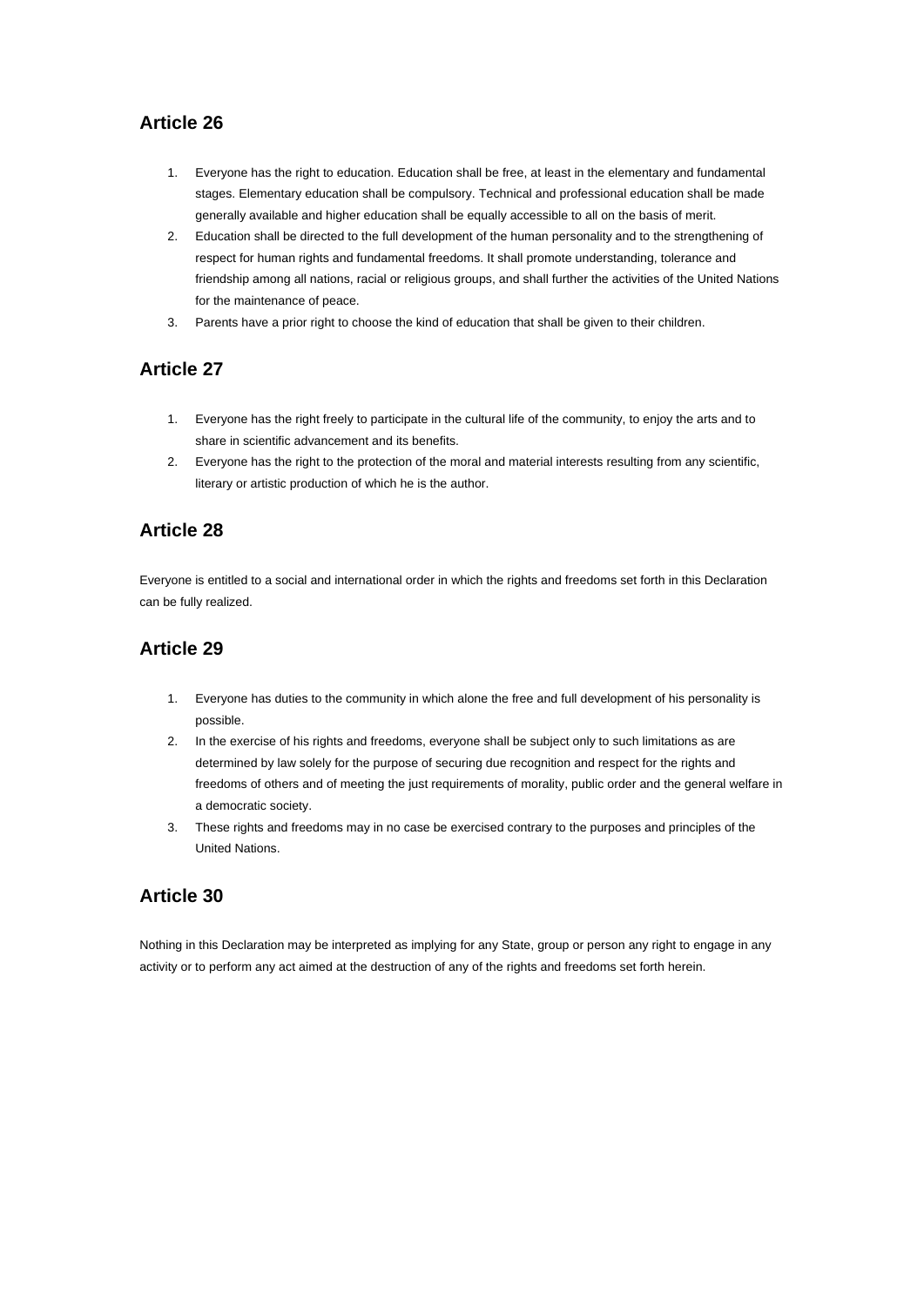## Article 26

1. Everyone has the right to education. Education shall be free, at least in the elementary and fundamental stages. Elementary education shall be compulsory. Technical and professional education shall be made generally available and higher education shall be equally accessible to all on the basis of merit.
2. Education shall be directed to the full development of the human personality and to the strengthening of respect for human rights and fundamental freedoms. It shall promote understanding, tolerance and friendship among all nations, racial or religious groups, and shall further the activities of the United Nations for the maintenance of peace.
3. Parents have a prior right to choose the kind of education that shall be given to their children.

## Article 27

1. Everyone has the right freely to participate in the cultural life of the community, to enjoy the arts and to share in scientific advancement and its benefits.
2. Everyone has the right to the protection of the moral and material interests resulting from any scientific, literary or artistic production of which he is the author.

## Article 28

Everyone is entitled to a social and international order in which the rights and freedoms set forth in this Declaration can be fully realized.

## Article 29

1. Everyone has duties to the community in which alone the free and full development of his personality is possible.
2. In the exercise of his rights and freedoms, everyone shall be subject only to such limitations as are determined by law solely for the purpose of securing due recognition and respect for the rights and freedoms of others and of meeting the just requirements of morality, public order and the general welfare in a democratic society.
3. These rights and freedoms may in no case be exercised contrary to the purposes and principles of the United Nations.

## Article 30

Nothing in this Declaration may be interpreted as implying for any State, group or person any right to engage in any activity or to perform any act aimed at the destruction of any of the rights and freedoms set forth herein.